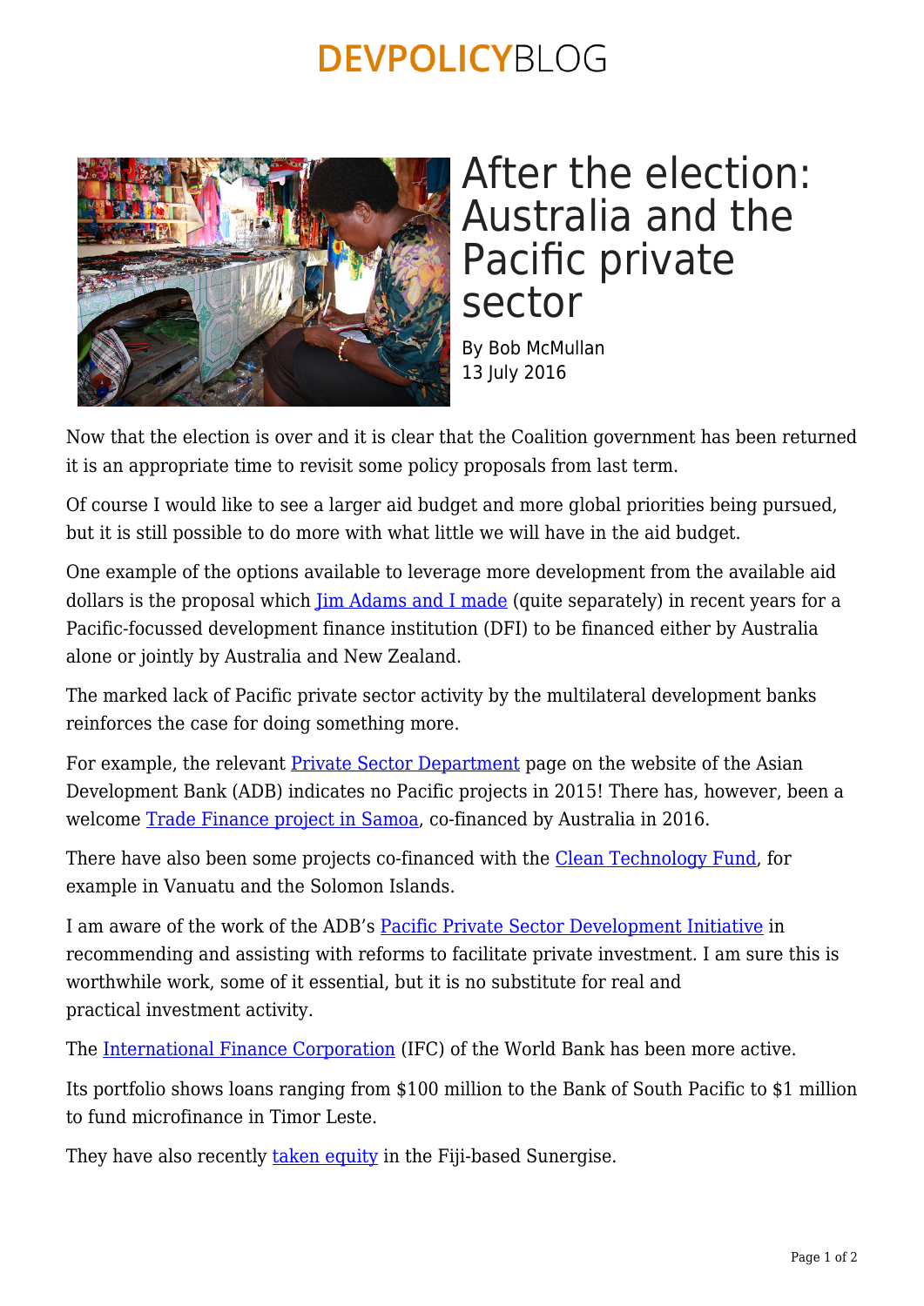# After the election: Australia and the Pacific private sector

By Bob McMullan
13 July 2016

Now that the election is over and it is clear that the Coalition government has been returned it is an appropriate time to revisit some policy proposals from last term.

Of course I would like to see a larger aid budget and more global priorities being pursued, but it is still possible to do more with what little we will have in the aid budget.

One example of the options available to leverage more development from the available aid dollars is the proposal which Jim Adams and I made (quite separately) in recent years for a Pacific-focussed development finance institution (DFI) to be financed either by Australia alone or jointly by Australia and New Zealand.

The marked lack of Pacific private sector activity by the multilateral development banks reinforces the case for doing something more.

For example, the relevant Private Sector Department page on the website of the Asian Development Bank (ADB) indicates no Pacific projects in 2015! There has, however, been a welcome Trade Finance project in Samoa, co-financed by Australia in 2016.

There have also been some projects co-financed with the Clean Technology Fund, for example in Vanuatu and the Solomon Islands.

I am aware of the work of the ADB's Pacific Private Sector Development Initiative in recommending and assisting with reforms to facilitate private investment. I am sure this is worthwhile work, some of it essential, but it is no substitute for real and practical investment activity.

The International Finance Corporation (IFC) of the World Bank has been more active.

Its portfolio shows loans ranging from $100 million to the Bank of South Pacific to $1 million to fund microfinance in Timor Leste.

They have also recently taken equity in the Fiji-based Sunergise.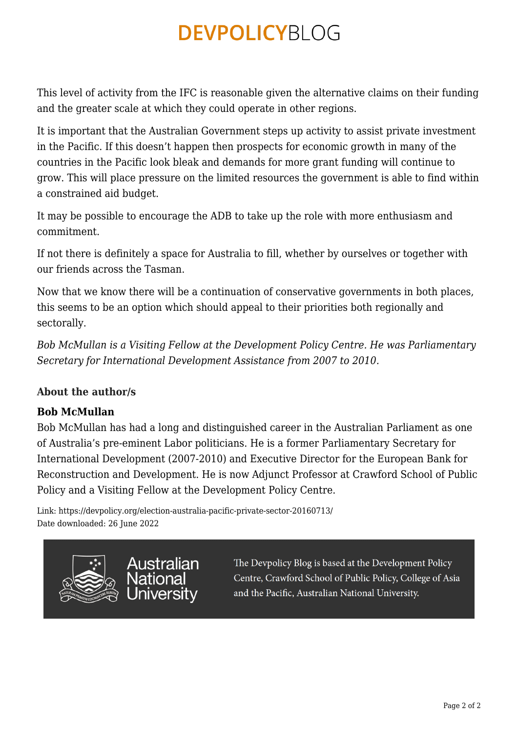This level of activity from the IFC is reasonable given the alternative claims on their funding and the greater scale at which they could operate in other regions.

It is important that the Australian Government steps up activity to assist private investment in the Pacific. If this doesn't happen then prospects for economic growth in many of the countries in the Pacific look bleak and demands for more grant funding will continue to grow. This will place pressure on the limited resources the government is able to find within a constrained aid budget.

It may be possible to encourage the ADB to take up the role with more enthusiasm and commitment.

If not there is definitely a space for Australia to fill, whether by ourselves or together with our friends across the Tasman.

Now that we know there will be a continuation of conservative governments in both places, this seems to be an option which should appeal to their priorities both regionally and sectorally.

*Bob McMullan is a Visiting Fellow at the Development Policy Centre. He was Parliamentary Secretary for International Development Assistance from 2007 to 2010.*

### About the author/s

**Bob McMullan**
Bob McMullan has had a long and distinguished career in the Australian Parliament as one of Australia's pre-eminent Labor politicians. He is a former Parliamentary Secretary for International Development (2007-2010) and Executive Director for the European Bank for Reconstruction and Development. He is now Adjunct Professor at Crawford School of Public Policy and a Visiting Fellow at the Development Policy Centre.

Link: https://devpolicy.org/election-australia-pacific-private-sector-20160713/
Date downloaded: 26 June 2022

Australian National University

The Devpolicy Blog is based at the Development Policy Centre, Crawford School of Public Policy, College of Asia and the Pacific, Australian National University.